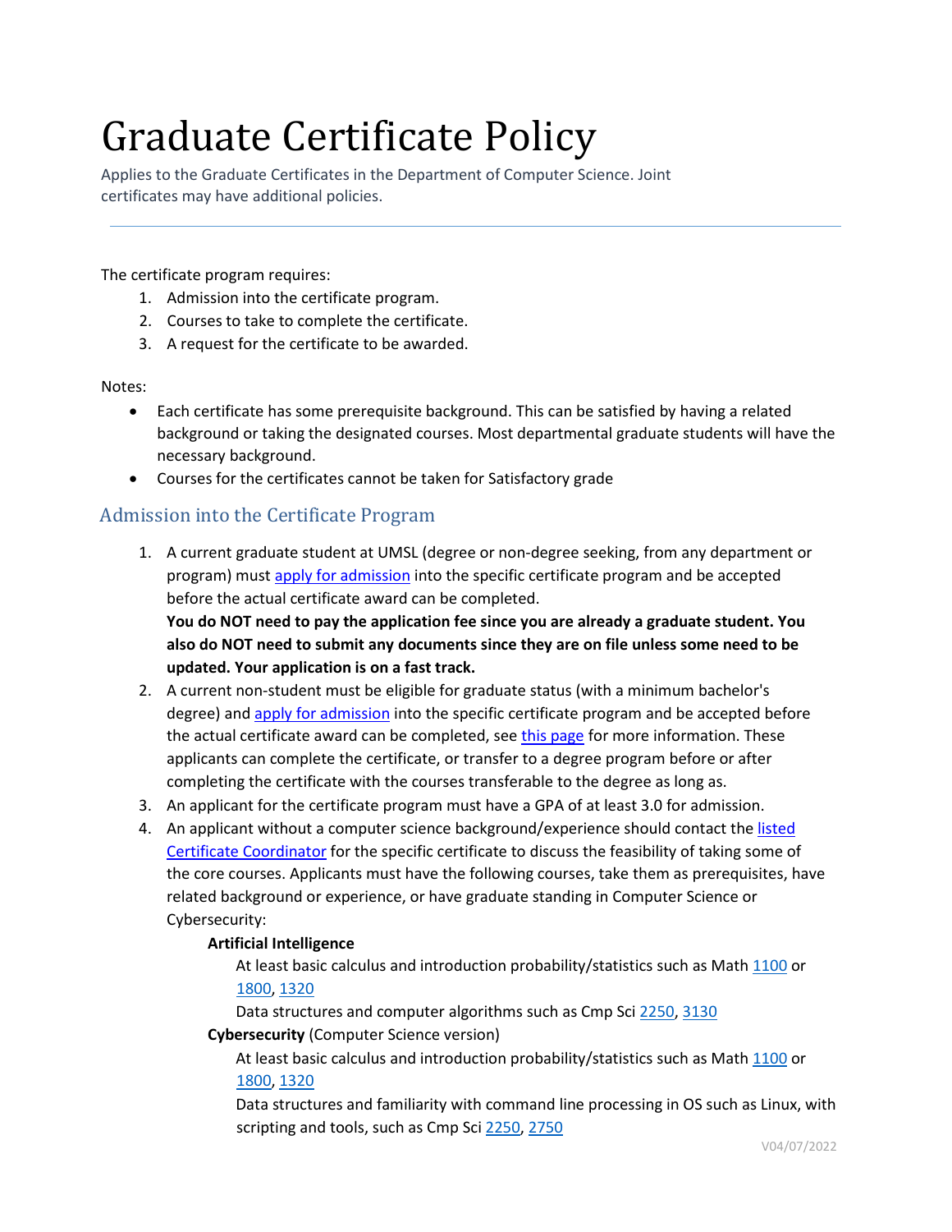# Graduate Certificate Policy

Applies to the Graduate Certificates in the Department of Computer Science. Joint certificates may have additional policies.

---

The certificate program requires:

1. Admission into the certificate program.
2. Courses to take to complete the certificate.
3. A request for the certificate to be awarded.

Notes:

- Each certificate has some prerequisite background. This can be satisfied by having a related background or taking the designated courses. Most departmental graduate students will have the necessary background.
- Courses for the certificates cannot be taken for Satisfactory grade

## Admission into the Certificate Program

1. A current graduate student at UMSL (degree or non-degree seeking, from any department or program) must apply for admission into the specific certificate program and be accepted before the actual certificate award can be completed.
   **You do NOT need to pay the application fee since you are already a graduate student. You also do NOT need to submit any documents since they are on file unless some need to be updated. Your application is on a fast track.**
2. A current non-student must be eligible for graduate status (with a minimum bachelor's degree) and apply for admission into the specific certificate program and be accepted before the actual certificate award can be completed, see this page for more information. These applicants can complete the certificate, or transfer to a degree program before or after completing the certificate with the courses transferable to the degree as long as.
3. An applicant for the certificate program must have a GPA of at least 3.0 for admission.
4. An applicant without a computer science background/experience should contact the listed Certificate Coordinator for the specific certificate to discuss the feasibility of taking some of the core courses. Applicants must have the following courses, take them as prerequisites, have related background or experience, or have graduate standing in Computer Science or Cybersecurity:

   **Artificial Intelligence**

   At least basic calculus and introduction probability/statistics such as Math 1100 or 1800, 1320

   Data structures and computer algorithms such as Cmp Sci 2250, 3130

   **Cybersecurity** (Computer Science version)

   At least basic calculus and introduction probability/statistics such as Math 1100 or 1800, 1320

   Data structures and familiarity with command line processing in OS such as Linux, with scripting and tools, such as Cmp Sci 2250, 2750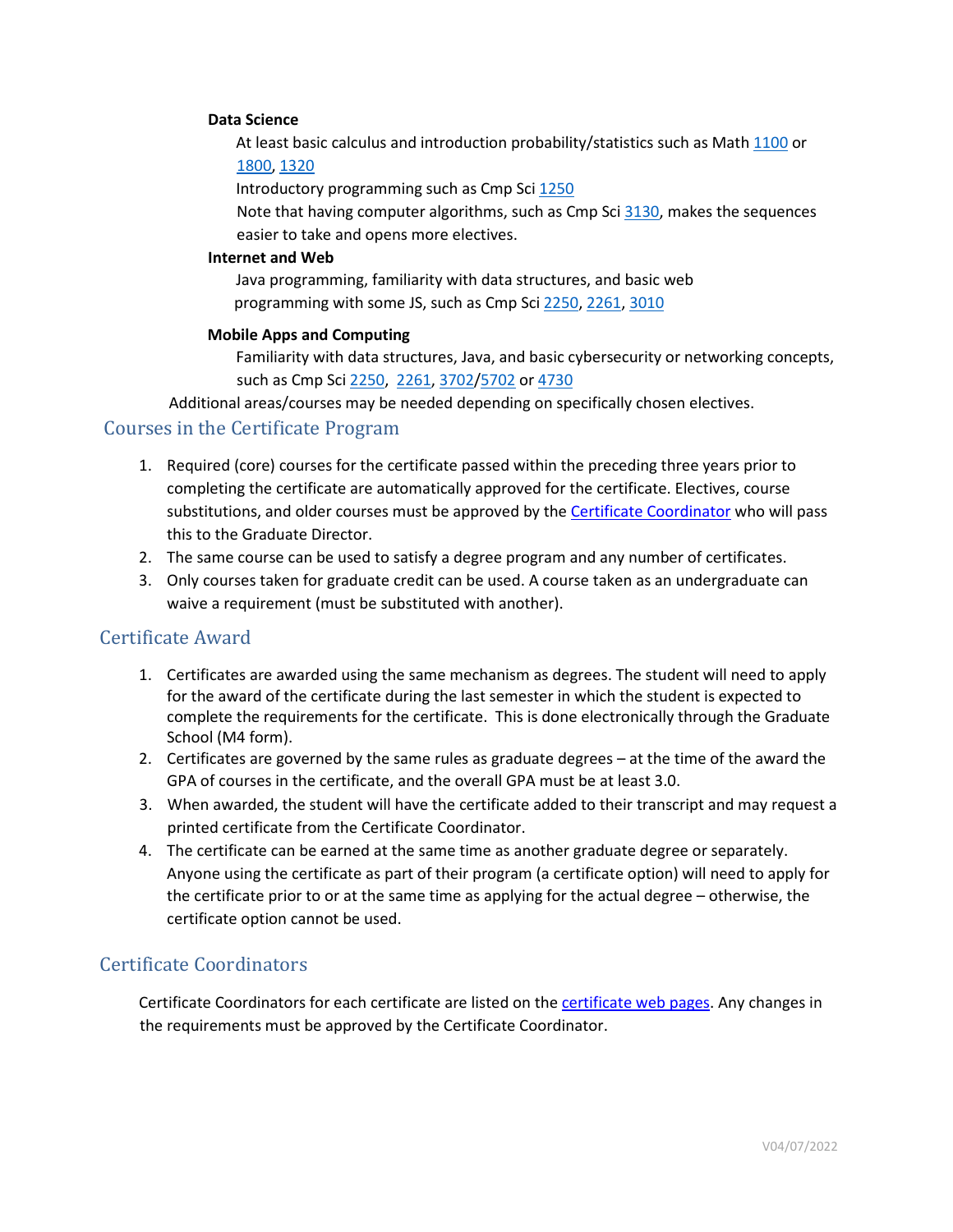**Data Science**

At least basic calculus and introduction probability/statistics such as Math 1100 or 1800, 1320

Introductory programming such as Cmp Sci 1250

Note that having computer algorithms, such as Cmp Sci 3130, makes the sequences easier to take and opens more electives.

**Internet and Web**

Java programming, familiarity with data structures, and basic web programming with some JS, such as Cmp Sci 2250, 2261, 3010

**Mobile Apps and Computing**

Familiarity with data structures, Java, and basic cybersecurity or networking concepts, such as Cmp Sci 2250, 2261, 3702/5702 or 4730

Additional areas/courses may be needed depending on specifically chosen electives.

## Courses in the Certificate Program

1. Required (core) courses for the certificate passed within the preceding three years prior to completing the certificate are automatically approved for the certificate. Electives, course substitutions, and older courses must be approved by the Certificate Coordinator who will pass this to the Graduate Director.
2. The same course can be used to satisfy a degree program and any number of certificates.
3. Only courses taken for graduate credit can be used. A course taken as an undergraduate can waive a requirement (must be substituted with another).

## Certificate Award

1. Certificates are awarded using the same mechanism as degrees. The student will need to apply for the award of the certificate during the last semester in which the student is expected to complete the requirements for the certificate. This is done electronically through the Graduate School (M4 form).
2. Certificates are governed by the same rules as graduate degrees – at the time of the award the GPA of courses in the certificate, and the overall GPA must be at least 3.0.
3. When awarded, the student will have the certificate added to their transcript and may request a printed certificate from the Certificate Coordinator.
4. The certificate can be earned at the same time as another graduate degree or separately. Anyone using the certificate as part of their program (a certificate option) will need to apply for the certificate prior to or at the same time as applying for the actual degree – otherwise, the certificate option cannot be used.

## Certificate Coordinators

Certificate Coordinators for each certificate are listed on the certificate web pages. Any changes in the requirements must be approved by the Certificate Coordinator.